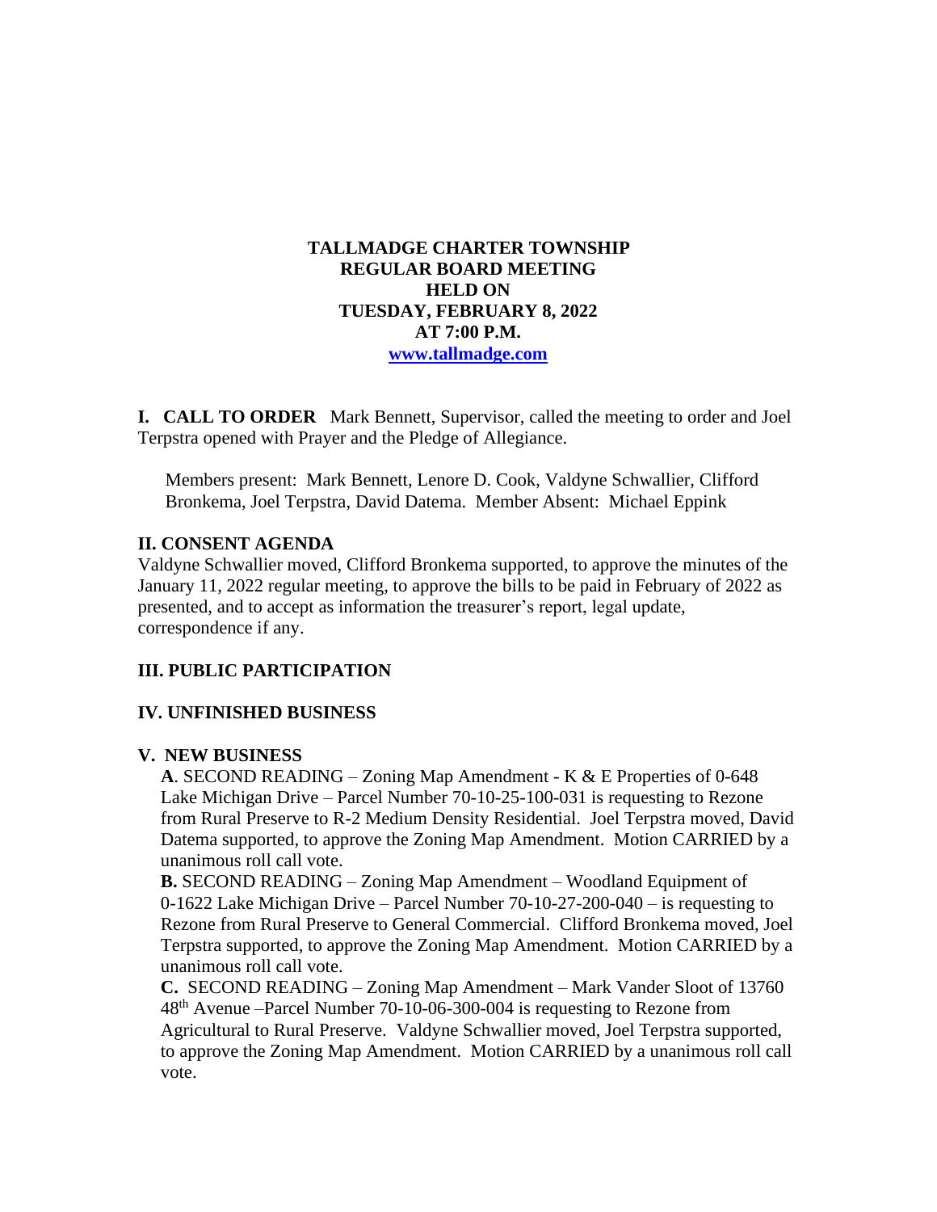**TALLMADGE CHARTER TOWNSHIP**
**REGULAR BOARD MEETING**
**HELD ON**
**TUESDAY, FEBRUARY 8, 2022**
**AT 7:00 P.M.**
**[www.tallmadge.com](http://www.tallmadge.com)**

**I. CALL TO ORDER** Mark Bennett, Supervisor, called the meeting to order and Joel Terpstra opened with Prayer and the Pledge of Allegiance.

Members present: Mark Bennett, Lenore D. Cook, Valdyne Schwallier, Clifford Bronkema, Joel Terpstra, David Datema. Member Absent: Michael Eppink

## II. CONSENT AGENDA

Valdyne Schwallier moved, Clifford Bronkema supported, to approve the minutes of the January 11, 2022 regular meeting, to approve the bills to be paid in February of 2022 as presented, and to accept as information the treasurer's report, legal update, correspondence if any.

## III. PUBLIC PARTICIPATION

## IV. UNFINISHED BUSINESS

## V. NEW BUSINESS

**A**. SECOND READING – Zoning Map Amendment - K & E Properties of 0-648 Lake Michigan Drive – Parcel Number 70-10-25-100-031 is requesting to Rezone from Rural Preserve to R-2 Medium Density Residential. Joel Terpstra moved, David Datema supported, to approve the Zoning Map Amendment. Motion CARRIED by a unanimous roll call vote.

**B.** SECOND READING – Zoning Map Amendment – Woodland Equipment of 0-1622 Lake Michigan Drive – Parcel Number 70-10-27-200-040 – is requesting to Rezone from Rural Preserve to General Commercial. Clifford Bronkema moved, Joel Terpstra supported, to approve the Zoning Map Amendment. Motion CARRIED by a unanimous roll call vote.

**C.** SECOND READING – Zoning Map Amendment – Mark Vander Sloot of 13760 48th Avenue –Parcel Number 70-10-06-300-004 is requesting to Rezone from Agricultural to Rural Preserve. Valdyne Schwallier moved, Joel Terpstra supported, to approve the Zoning Map Amendment. Motion CARRIED by a unanimous roll call vote.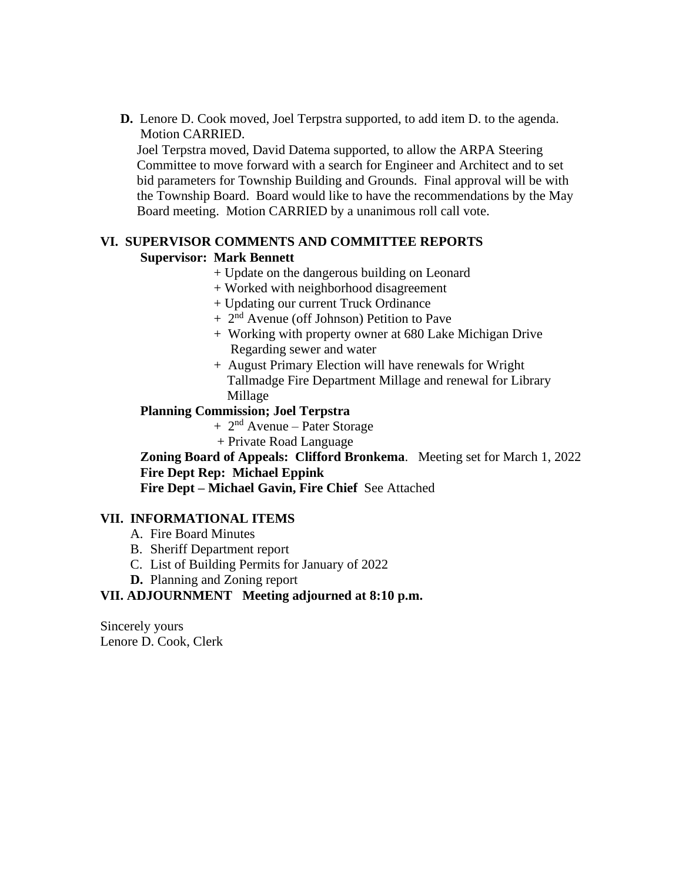**D.** Lenore D. Cook moved, Joel Terpstra supported, to add item D. to the agenda. Motion CARRIED.

Joel Terpstra moved, David Datema supported, to allow the ARPA Steering Committee to move forward with a search for Engineer and Architect and to set bid parameters for Township Building and Grounds. Final approval will be with the Township Board. Board would like to have the recommendations by the May Board meeting. Motion CARRIED by a unanimous roll call vote.

## VI. SUPERVISOR COMMENTS AND COMMITTEE REPORTS

**Supervisor: Mark Bennett**

- + Update on the dangerous building on Leonard
- + Worked with neighborhood disagreement
- + Updating our current Truck Ordinance
- + 2nd Avenue (off Johnson) Petition to Pave
- + Working with property owner at 680 Lake Michigan Drive Regarding sewer and water
- + August Primary Election will have renewals for Wright Tallmadge Fire Department Millage and renewal for Library Millage

**Planning Commission; Joel Terpstra**

- + 2nd Avenue – Pater Storage
- + Private Road Language

**Zoning Board of Appeals: Clifford Bronkema**. Meeting set for March 1, 2022

**Fire Dept Rep: Michael Eppink**

**Fire Dept – Michael Gavin, Fire Chief** See Attached

## VII. INFORMATIONAL ITEMS

A. Fire Board Minutes
B. Sheriff Department report
C. List of Building Permits for January of 2022
**D.** Planning and Zoning report

## VII. ADJOURNMENT Meeting adjourned at 8:10 p.m.

Sincerely yours
Lenore D. Cook, Clerk